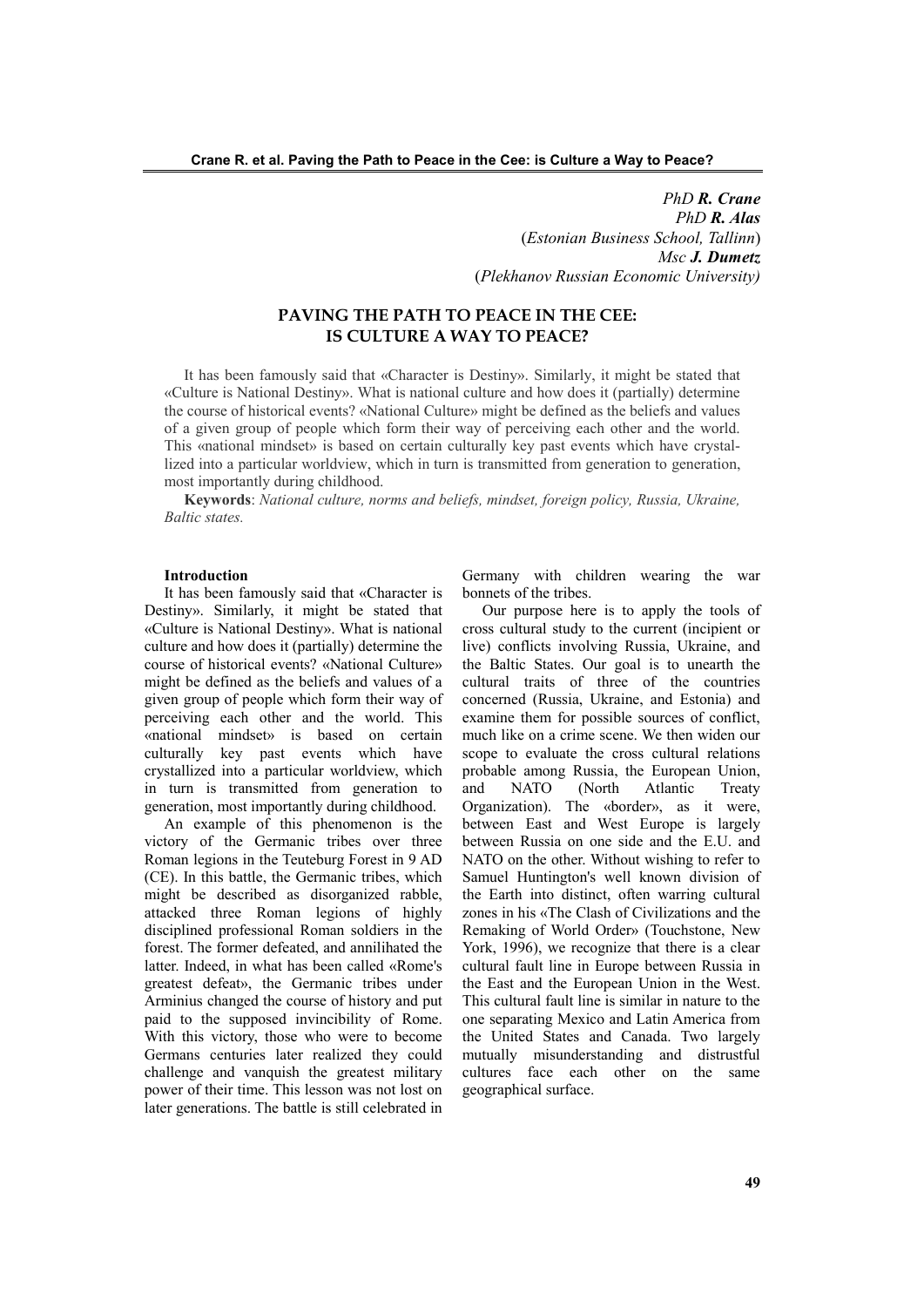*PhD **R. Crane***
*PhD **R. Alas***
(*Estonian Business School, Tallinn*)
*Msc **J. Dumetz***
(*Plekhanov Russian Economic University)*

# PAVING THE PATH TO PEACE IN THE CEE: IS CULTURE A WAY TO PEACE?

It has been famously said that «Character is Destiny». Similarly, it might be stated that «Culture is National Destiny». What is national culture and how does it (partially) determine the course of historical events? «National Culture» might be defined as the beliefs and values of a given group of people which form their way of perceiving each other and the world. This «national mindset» is based on certain culturally key past events which have crystallized into a particular worldview, which in turn is transmitted from generation to generation, most importantly during childhood.

**Keywords**: *National culture, norms and beliefs, mindset, foreign policy, Russia, Ukraine, Baltic states.*

**Introduction**

It has been famously said that «Character is Destiny». Similarly, it might be stated that «Culture is National Destiny». What is national culture and how does it (partially) determine the course of historical events? «National Culture» might be defined as the beliefs and values of a given group of people which form their way of perceiving each other and the world. This «national mindset» is based on certain culturally key past events which have crystallized into a particular worldview, which in turn is transmitted from generation to generation, most importantly during childhood.

An example of this phenomenon is the victory of the Germanic tribes over three Roman legions in the Teuteburg Forest in 9 AD (CE). In this battle, the Germanic tribes, which might be described as disorganized rabble, attacked three Roman legions of highly disciplined professional Roman soldiers in the forest. The former defeated, and annihilated the latter. Indeed, in what has been called «Rome's greatest defeat», the Germanic tribes under Arminius changed the course of history and put paid to the supposed invincibility of Rome. With this victory, those who were to become Germans centuries later realized they could challenge and vanquish the greatest military power of their time. This lesson was not lost on later generations. The battle is still celebrated in Germany with children wearing the war bonnets of the tribes.

Our purpose here is to apply the tools of cross cultural study to the current (incipient or live) conflicts involving Russia, Ukraine, and the Baltic States. Our goal is to unearth the cultural traits of three of the countries concerned (Russia, Ukraine, and Estonia) and examine them for possible sources of conflict, much like on a crime scene. We then widen our scope to evaluate the cross cultural relations probable among Russia, the European Union, and NATO (North Atlantic Treaty Organization). The «border», as it were, between East and West Europe is largely between Russia on one side and the E.U. and NATO on the other. Without wishing to refer to Samuel Huntington's well known division of the Earth into distinct, often warring cultural zones in his «The Clash of Civilizations and the Remaking of World Order» (Touchstone, New York, 1996), we recognize that there is a clear cultural fault line in Europe between Russia in the East and the European Union in the West. This cultural fault line is similar in nature to the one separating Mexico and Latin America from the United States and Canada. Two largely mutually misunderstanding and distrustful cultures face each other on the same geographical surface.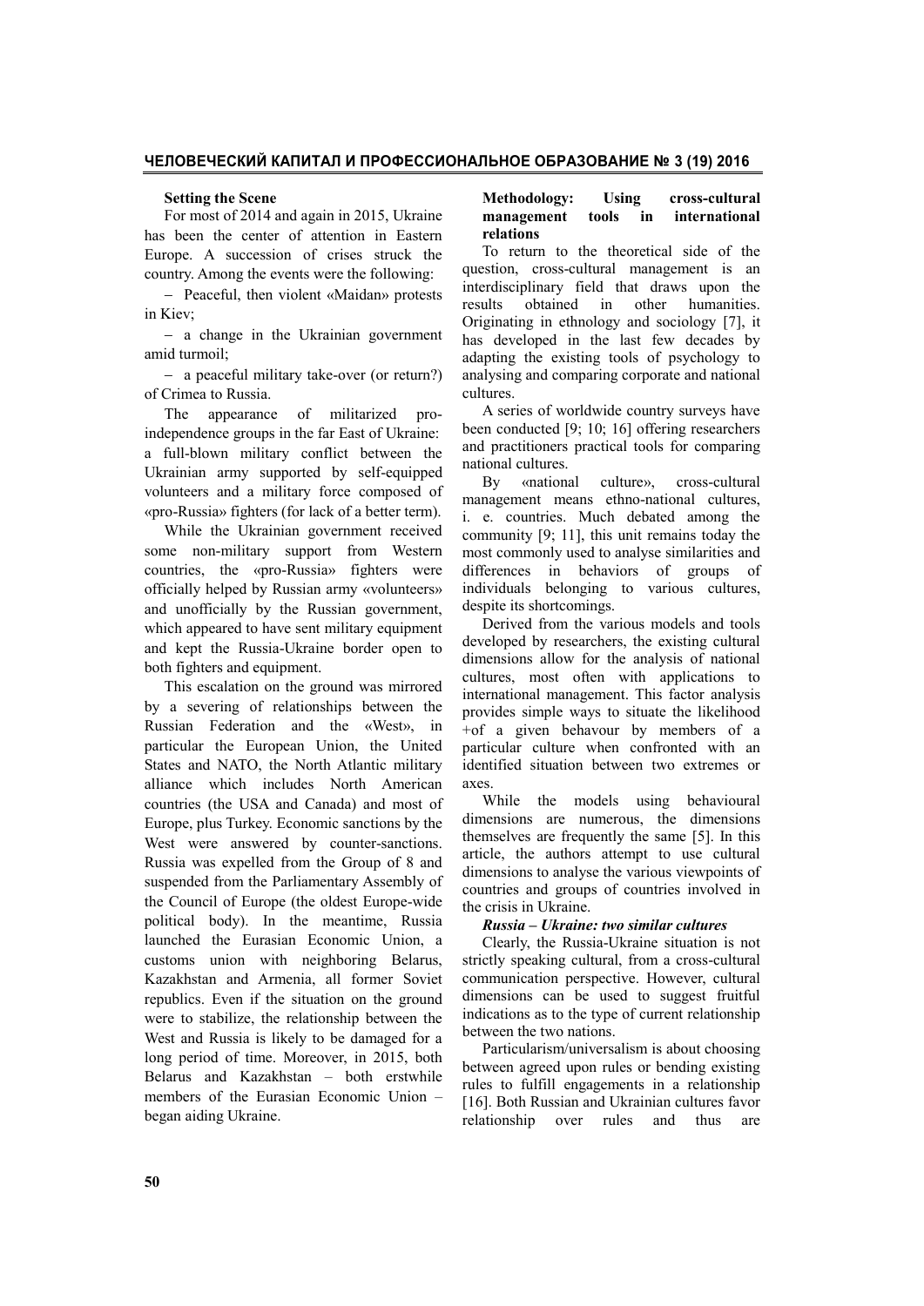**Setting the Scene**

For most of 2014 and again in 2015, Ukraine has been the center of attention in Eastern Europe. A succession of crises struck the country. Among the events were the following:

- Peaceful, then violent «Maidan» protests in Kiev;
- a change in the Ukrainian government amid turmoil;
- a peaceful military take-over (or return?) of Crimea to Russia.

The appearance of militarized pro-independence groups in the far East of Ukraine: a full-blown military conflict between the Ukrainian army supported by self-equipped volunteers and a military force composed of «pro-Russia» fighters (for lack of a better term).

While the Ukrainian government received some non-military support from Western countries, the «pro-Russia» fighters were officially helped by Russian army «volunteers» and unofficially by the Russian government, which appeared to have sent military equipment and kept the Russia-Ukraine border open to both fighters and equipment.

This escalation on the ground was mirrored by a severing of relationships between the Russian Federation and the «West», in particular the European Union, the United States and NATO, the North Atlantic military alliance which includes North American countries (the USA and Canada) and most of Europe, plus Turkey. Economic sanctions by the West were answered by counter-sanctions. Russia was expelled from the Group of 8 and suspended from the Parliamentary Assembly of the Council of Europe (the oldest Europe-wide political body). In the meantime, Russia launched the Eurasian Economic Union, a customs union with neighboring Belarus, Kazakhstan and Armenia, all former Soviet republics. Even if the situation on the ground were to stabilize, the relationship between the West and Russia is likely to be damaged for a long period of time. Moreover, in 2015, both Belarus and Kazakhstan – both erstwhile members of the Eurasian Economic Union – began aiding Ukraine.

**Methodology: Using cross-cultural management tools in international relations**

To return to the theoretical side of the question, cross-cultural management is an interdisciplinary field that draws upon the results obtained in other humanities. Originating in ethnology and sociology [7], it has developed in the last few decades by adapting the existing tools of psychology to analysing and comparing corporate and national cultures.

A series of worldwide country surveys have been conducted [9; 10; 16] offering researchers and practitioners practical tools for comparing national cultures.

By «national culture», cross-cultural management means ethno-national cultures, i. e. countries. Much debated among the community [9; 11], this unit remains today the most commonly used to analyse similarities and differences in behaviors of groups of individuals belonging to various cultures, despite its shortcomings.

Derived from the various models and tools developed by researchers, the existing cultural dimensions allow for the analysis of national cultures, most often with applications to international management. This factor analysis provides simple ways to situate the likelihood +of a given behavour by members of a particular culture when confronted with an identified situation between two extremes or axes.

While the models using behavioural dimensions are numerous, the dimensions themselves are frequently the same [5]. In this article, the authors attempt to use cultural dimensions to analyse the various viewpoints of countries and groups of countries involved in the crisis in Ukraine.

***Russia – Ukraine: two similar cultures***

Clearly, the Russia-Ukraine situation is not strictly speaking cultural, from a cross-cultural communication perspective. However, cultural dimensions can be used to suggest fruitful indications as to the type of current relationship between the two nations.

Particularism/universalism is about choosing between agreed upon rules or bending existing rules to fulfill engagements in a relationship [16]. Both Russian and Ukrainian cultures favor relationship over rules and thus are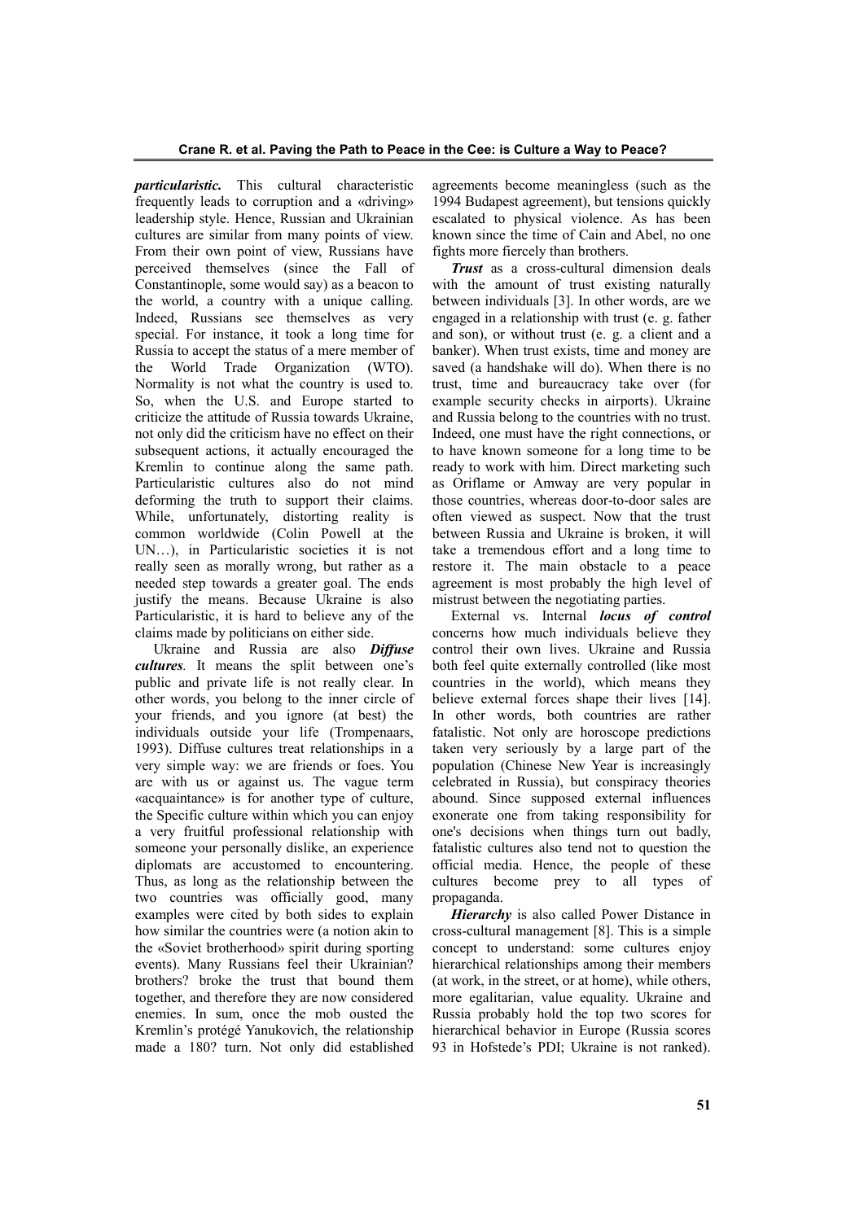***particularistic.*** This cultural characteristic frequently leads to corruption and a «driving» leadership style. Hence, Russian and Ukrainian cultures are similar from many points of view. From their own point of view, Russians have perceived themselves (since the Fall of Constantinople, some would say) as a beacon to the world, a country with a unique calling. Indeed, Russians see themselves as very special. For instance, it took a long time for Russia to accept the status of a mere member of the World Trade Organization (WTO). Normality is not what the country is used to. So, when the U.S. and Europe started to criticize the attitude of Russia towards Ukraine, not only did the criticism have no effect on their subsequent actions, it actually encouraged the Kremlin to continue along the same path. Particularistic cultures also do not mind deforming the truth to support their claims. While, unfortunately, distorting reality is common worldwide (Colin Powell at the UN…), in Particularistic societies it is not really seen as morally wrong, but rather as a needed step towards a greater goal. The ends justify the means. Because Ukraine is also Particularistic, it is hard to believe any of the claims made by politicians on either side.

Ukraine and Russia are also ***Diffuse cultures***. It means the split between one's public and private life is not really clear. In other words, you belong to the inner circle of your friends, and you ignore (at best) the individuals outside your life (Trompenaars, 1993). Diffuse cultures treat relationships in a very simple way: we are friends or foes. You are with us or against us. The vague term «acquaintance» is for another type of culture, the Specific culture within which you can enjoy a very fruitful professional relationship with someone your personally dislike, an experience diplomats are accustomed to encountering. Thus, as long as the relationship between the two countries was officially good, many examples were cited by both sides to explain how similar the countries were (a notion akin to the «Soviet brotherhood» spirit during sporting events). Many Russians feel their Ukrainian? brothers? broke the trust that bound them together, and therefore they are now considered enemies. In sum, once the mob ousted the Kremlin's protégé Yanukovich, the relationship made a 180? turn. Not only did established agreements become meaningless (such as the 1994 Budapest agreement), but tensions quickly escalated to physical violence. As has been known since the time of Cain and Abel, no one fights more fiercely than brothers.

***Trust*** as a cross-cultural dimension deals with the amount of trust existing naturally between individuals [3]. In other words, are we engaged in a relationship with trust (e. g. father and son), or without trust (e. g. a client and a banker). When trust exists, time and money are saved (a handshake will do). When there is no trust, time and bureaucracy take over (for example security checks in airports). Ukraine and Russia belong to the countries with no trust. Indeed, one must have the right connections, or to have known someone for a long time to be ready to work with him. Direct marketing such as Oriflame or Amway are very popular in those countries, whereas door-to-door sales are often viewed as suspect. Now that the trust between Russia and Ukraine is broken, it will take a tremendous effort and a long time to restore it. The main obstacle to a peace agreement is most probably the high level of mistrust between the negotiating parties.

External vs. Internal ***locus of control*** concerns how much individuals believe they control their own lives. Ukraine and Russia both feel quite externally controlled (like most countries in the world), which means they believe external forces shape their lives [14]. In other words, both countries are rather fatalistic. Not only are horoscope predictions taken very seriously by a large part of the population (Chinese New Year is increasingly celebrated in Russia), but conspiracy theories abound. Since supposed external influences exonerate one from taking responsibility for one's decisions when things turn out badly, fatalistic cultures also tend not to question the official media. Hence, the people of these cultures become prey to all types of propaganda.

***Hierarchy*** is also called Power Distance in cross-cultural management [8]. This is a simple concept to understand: some cultures enjoy hierarchical relationships among their members (at work, in the street, or at home), while others, more egalitarian, value equality. Ukraine and Russia probably hold the top two scores for hierarchical behavior in Europe (Russia scores 93 in Hofstede's PDI; Ukraine is not ranked).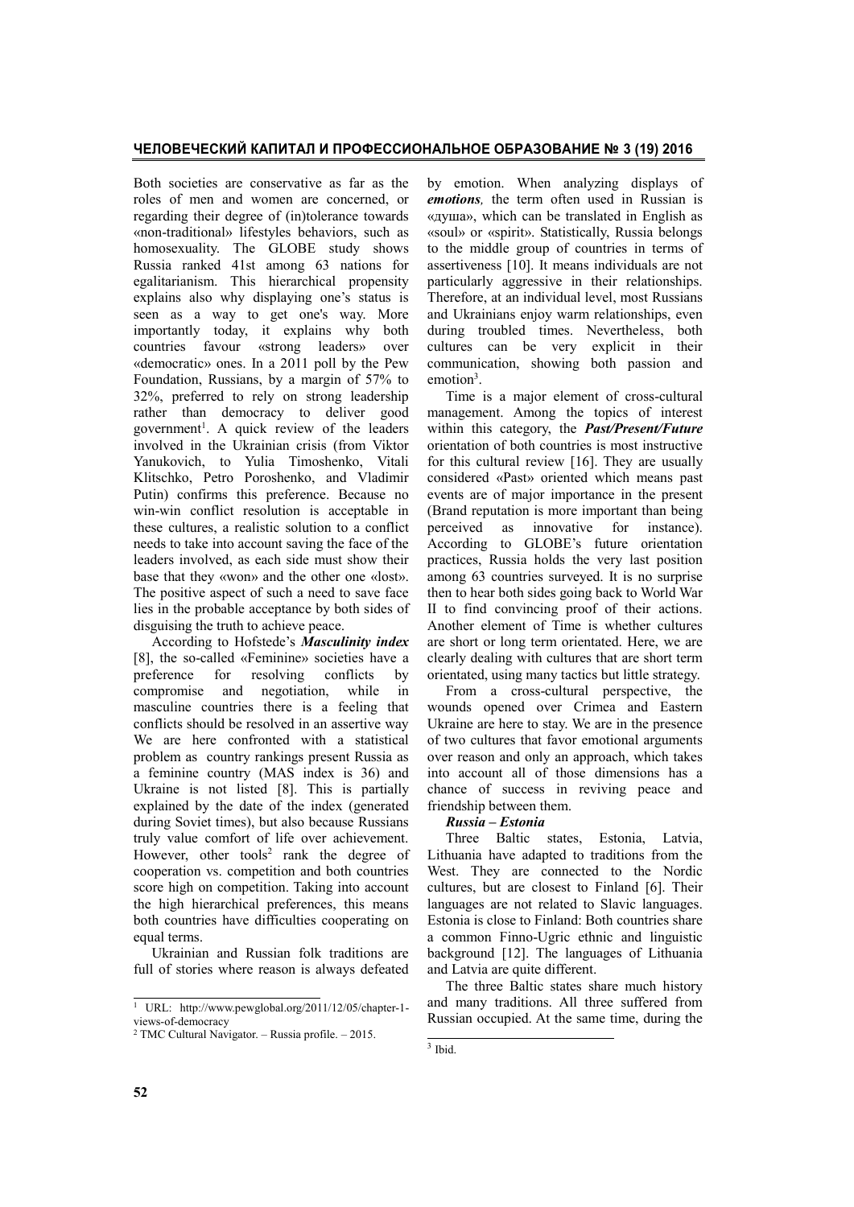Both societies are conservative as far as the roles of men and women are concerned, or regarding their degree of (in)tolerance towards «non-traditional» lifestyles behaviors, such as homosexuality. The GLOBE study shows Russia ranked 41st among 63 nations for egalitarianism. This hierarchical propensity explains also why displaying one's status is seen as a way to get one's way. More importantly today, it explains why both countries favour «strong leaders» over «democratic» ones. In a 2011 poll by the Pew Foundation, Russians, by a margin of 57% to 32%, preferred to rely on strong leadership rather than democracy to deliver good government[1]. A quick review of the leaders involved in the Ukrainian crisis (from Viktor Yanukovich, to Yulia Timoshenko, Vitali Klitschko, Petro Poroshenko, and Vladimir Putin) confirms this preference. Because no win-win conflict resolution is acceptable in these cultures, a realistic solution to a conflict needs to take into account saving the face of the leaders involved, as each side must show their base that they «won» and the other one «lost». The positive aspect of such a need to save face lies in the probable acceptance by both sides of disguising the truth to achieve peace.

According to Hofstede's ***Masculinity index*** [8], the so-called «Feminine» societies have a preference for resolving conflicts by compromise and negotiation, while in masculine countries there is a feeling that conflicts should be resolved in an assertive way We are here confronted with a statistical problem as country rankings present Russia as a feminine country (MAS index is 36) and Ukraine is not listed [8]. This is partially explained by the date of the index (generated during Soviet times), but also because Russians truly value comfort of life over achievement. However, other tools[2] rank the degree of cooperation vs. competition and both countries score high on competition. Taking into account the high hierarchical preferences, this means both countries have difficulties cooperating on equal terms.

Ukrainian and Russian folk traditions are full of stories where reason is always defeated by emotion. When analyzing displays of ***emotions***, the term often used in Russian is «душа», which can be translated in English as «soul» or «spirit». Statistically, Russia belongs to the middle group of countries in terms of assertiveness [10]. It means individuals are not particularly aggressive in their relationships. Therefore, at an individual level, most Russians and Ukrainians enjoy warm relationships, even during troubled times. Nevertheless, both cultures can be very explicit in their communication, showing both passion and emotion[3].

Time is a major element of cross-cultural management. Among the topics of interest within this category, the ***Past/Present/Future*** orientation of both countries is most instructive for this cultural review [16]. They are usually considered «Past» oriented which means past events are of major importance in the present (Brand reputation is more important than being perceived as innovative for instance). According to GLOBE's future orientation practices, Russia holds the very last position among 63 countries surveyed. It is no surprise then to hear both sides going back to World War II to find convincing proof of their actions. Another element of Time is whether cultures are short or long term orientated. Here, we are clearly dealing with cultures that are short term orientated, using many tactics but little strategy.

From a cross-cultural perspective, the wounds opened over Crimea and Eastern Ukraine are here to stay. We are in the presence of two cultures that favor emotional arguments over reason and only an approach, which takes into account all of those dimensions has a chance of success in reviving peace and friendship between them.

***Russia – Estonia***

Three Baltic states, Estonia, Latvia, Lithuania have adapted to traditions from the West. They are connected to the Nordic cultures, but are closest to Finland [6]. Their languages are not related to Slavic languages. Estonia is close to Finland: Both countries share a common Finno-Ugric ethnic and linguistic background [12]. The languages of Lithuania and Latvia are quite different.

The three Baltic states share much history and many traditions. All three suffered from Russian occupied. At the same time, during the

---

[1] URL: http://www.pewglobal.org/2011/12/05/chapter-1-views-of-democracy

[2] TMC Cultural Navigator. – Russia profile. – 2015.

[3] Ibid.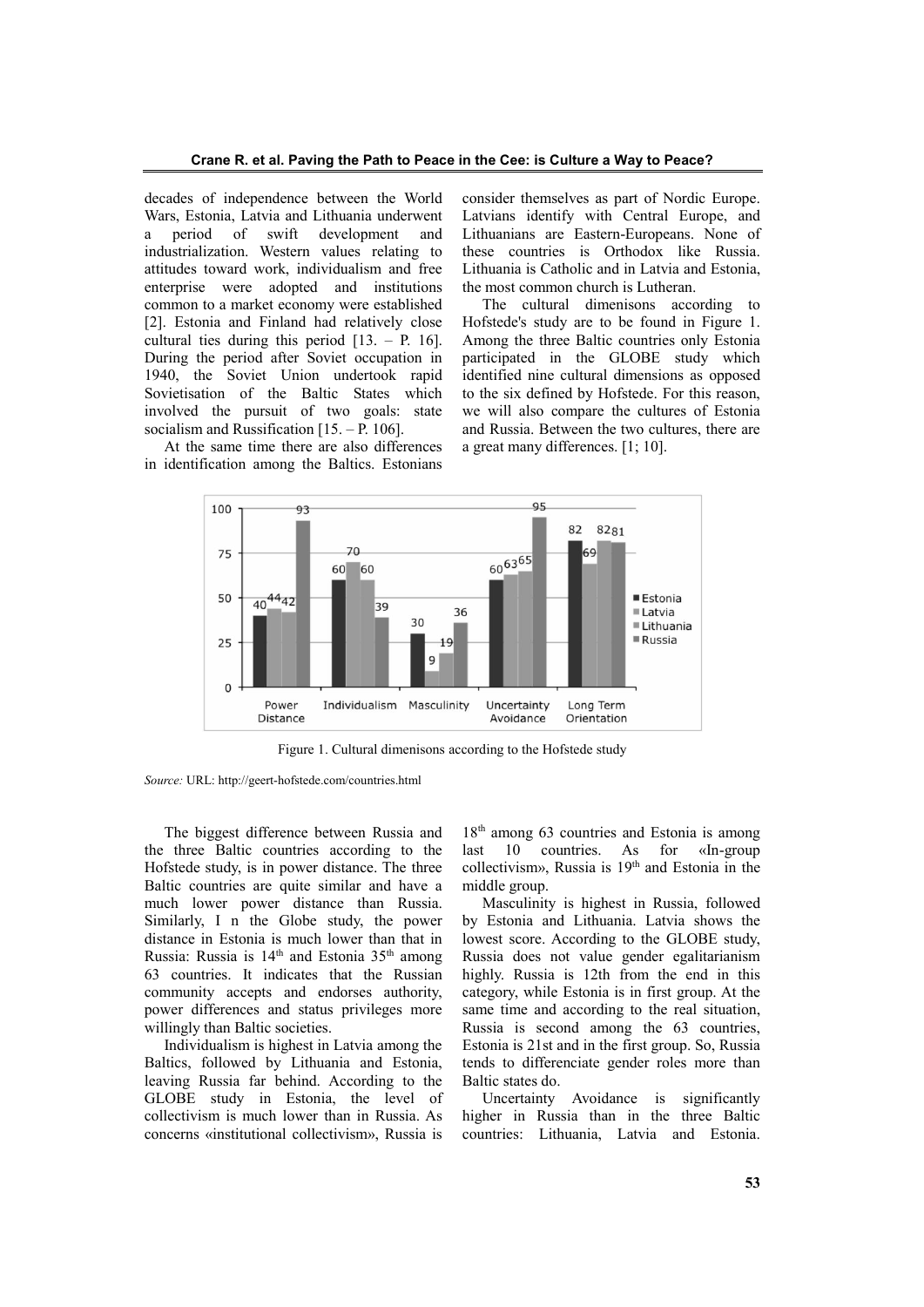decades of independence between the World Wars, Estonia, Latvia and Lithuania underwent a period of swift development and industrialization. Western values relating to attitudes toward work, individualism and free enterprise were adopted and institutions common to a market economy were established [2]. Estonia and Finland had relatively close cultural ties during this period [13. – P. 16]. During the period after Soviet occupation in 1940, the Soviet Union undertook rapid Sovietisation of the Baltic States which involved the pursuit of two goals: state socialism and Russification [15. – P. 106].

At the same time there are also differences in identification among the Baltics. Estonians consider themselves as part of Nordic Europe. Latvians identify with Central Europe, and Lithuanians are Eastern-Europeans. None of these countries is Orthodox like Russia. Lithuania is Catholic and in Latvia and Estonia, the most common church is Lutheran.

The cultural dimenisons according to Hofstede's study are to be found in Figure 1. Among the three Baltic countries only Estonia participated in the GLOBE study which identified nine cultural dimensions as opposed to the six defined by Hofstede. For this reason, we will also compare the cultures of Estonia and Russia. Between the two cultures, there are a great many differences. [1; 10].

| | Estonia | Latvia | Lithuania | Russia |
|---|---|---|---|---|
| Power Distance | 40 | 44 | 42 | 93 |
| Individualism | 60 | 70 | 60 | 39 |
| Masculinity | 30 | 9 | 19 | 36 |
| Uncertainty Avoidance | 60 | 63 | 65 | 95 |
| Long Term Orientation | 82 | 69 | 82 | 81 |

Figure 1. Cultural dimenisons according to the Hofstede study

*Source:* URL: http://geert-hofstede.com/countries.html

The biggest difference between Russia and the three Baltic countries according to the Hofstede study, is in power distance. The three Baltic countries are quite similar and have a much lower power distance than Russia. Similarly, I n the Globe study, the power distance in Estonia is much lower than that in Russia: Russia is 14th and Estonia 35th among 63 countries. It indicates that the Russian community accepts and endorses authority, power differences and status privileges more willingly than Baltic societies.

Individualism is highest in Latvia among the Baltics, followed by Lithuania and Estonia, leaving Russia far behind. According to the GLOBE study in Estonia, the level of collectivism is much lower than in Russia. As concerns «institutional collectivism», Russia is 18th among 63 countries and Estonia is among last 10 countries. As for «In-group collectivism», Russia is 19th and Estonia in the middle group.

Masculinity is highest in Russia, followed by Estonia and Lithuania. Latvia shows the lowest score. According to the GLOBE study, Russia does not value gender egalitarianism highly. Russia is 12th from the end in this category, while Estonia is in first group. At the same time and according to the real situation, Russia is second among the 63 countries, Estonia is 21st and in the first group. So, Russia tends to differenciate gender roles more than Baltic states do.

Uncertainty Avoidance is significantly higher in Russia than in the three Baltic countries: Lithuania, Latvia and Estonia.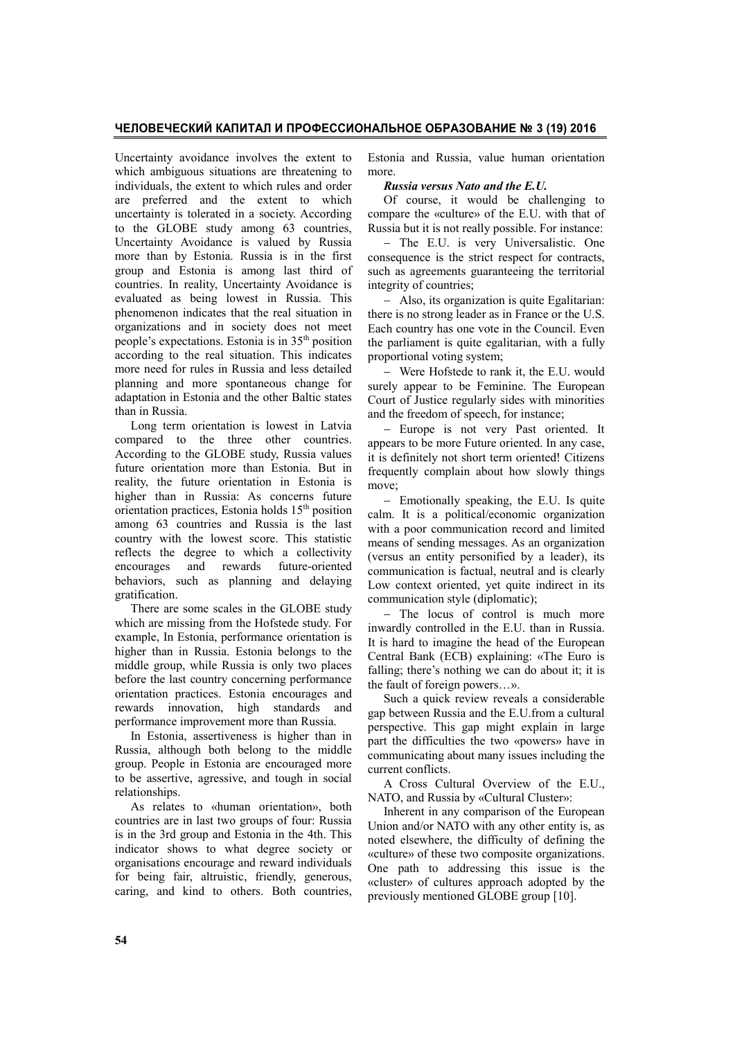Uncertainty avoidance involves the extent to which ambiguous situations are threatening to individuals, the extent to which rules and order are preferred and the extent to which uncertainty is tolerated in a society. According to the GLOBE study among 63 countries, Uncertainty Avoidance is valued by Russia more than by Estonia. Russia is in the first group and Estonia is among last third of countries. In reality, Uncertainty Avoidance is evaluated as being lowest in Russia. This phenomenon indicates that the real situation in organizations and in society does not meet people's expectations. Estonia is in 35th position according to the real situation. This indicates more need for rules in Russia and less detailed planning and more spontaneous change for adaptation in Estonia and the other Baltic states than in Russia.

Long term orientation is lowest in Latvia compared to the three other countries. According to the GLOBE study, Russia values future orientation more than Estonia. But in reality, the future orientation in Estonia is higher than in Russia: As concerns future orientation practices, Estonia holds 15th position among 63 countries and Russia is the last country with the lowest score. This statistic reflects the degree to which a collectivity encourages and rewards future-oriented behaviors, such as planning and delaying gratification.

There are some scales in the GLOBE study which are missing from the Hofstede study. For example, In Estonia, performance orientation is higher than in Russia. Estonia belongs to the middle group, while Russia is only two places before the last country concerning performance orientation practices. Estonia encourages and rewards innovation, high standards and performance improvement more than Russia.

In Estonia, assertiveness is higher than in Russia, although both belong to the middle group. People in Estonia are encouraged more to be assertive, agressive, and tough in social relationships.

As relates to «human orientation», both countries are in last two groups of four: Russia is in the 3rd group and Estonia in the 4th. This indicator shows to what degree society or organisations encourage and reward individuals for being fair, altruistic, friendly, generous, caring, and kind to others. Both countries, Estonia and Russia, value human orientation more.

***Russia versus Nato and the E.U.***

Of course, it would be challenging to compare the «culture» of the E.U. with that of Russia but it is not really possible. For instance:

– The E.U. is very Universalistic. One consequence is the strict respect for contracts, such as agreements guaranteeing the territorial integrity of countries;

– Also, its organization is quite Egalitarian: there is no strong leader as in France or the U.S. Each country has one vote in the Council. Even the parliament is quite egalitarian, with a fully proportional voting system;

– Were Hofstede to rank it, the E.U. would surely appear to be Feminine. The European Court of Justice regularly sides with minorities and the freedom of speech, for instance;

– Europe is not very Past oriented. It appears to be more Future oriented. In any case, it is definitely not short term oriented! Citizens frequently complain about how slowly things move;

– Emotionally speaking, the E.U. Is quite calm. It is a political/economic organization with a poor communication record and limited means of sending messages. As an organization (versus an entity personified by a leader), its communication is factual, neutral and is clearly Low context oriented, yet quite indirect in its communication style (diplomatic);

– The locus of control is much more inwardly controlled in the E.U. than in Russia. It is hard to imagine the head of the European Central Bank (ECB) explaining: «The Euro is falling; there's nothing we can do about it; it is the fault of foreign powers…».

Such a quick review reveals a considerable gap between Russia and the E.U.from a cultural perspective. This gap might explain in large part the difficulties the two «powers» have in communicating about many issues including the current conflicts.

A Cross Cultural Overview of the E.U., NATO, and Russia by «Cultural Cluster»:

Inherent in any comparison of the European Union and/or NATO with any other entity is, as noted elsewhere, the difficulty of defining the «culture» of these two composite organizations. One path to addressing this issue is the «cluster» of cultures approach adopted by the previously mentioned GLOBE group [10].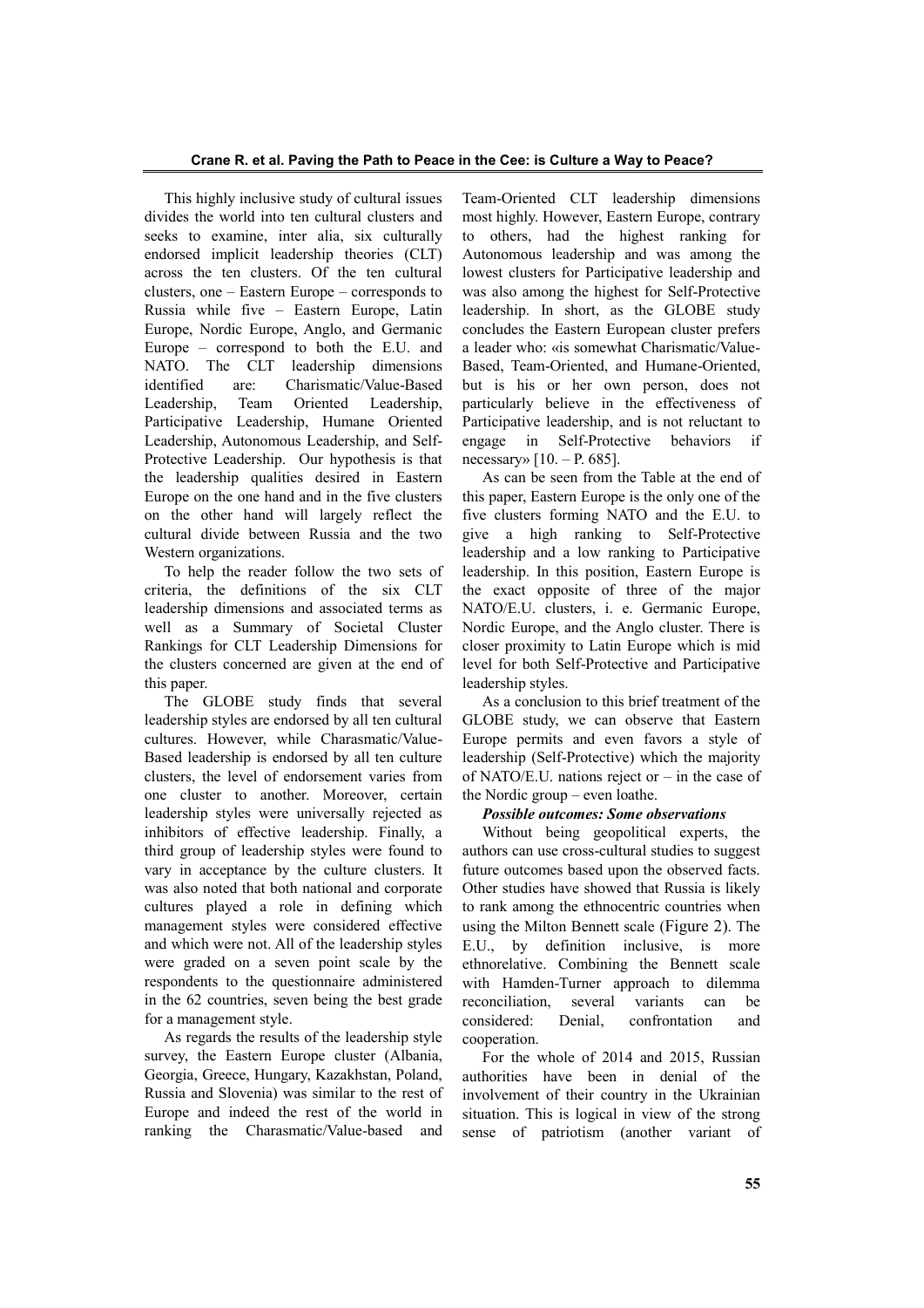This highly inclusive study of cultural issues divides the world into ten cultural clusters and seeks to examine, inter alia, six culturally endorsed implicit leadership theories (CLT) across the ten clusters. Of the ten cultural clusters, one – Eastern Europe – corresponds to Russia while five – Eastern Europe, Latin Europe, Nordic Europe, Anglo, and Germanic Europe – correspond to both the E.U. and NATO. The CLT leadership dimensions identified are: Charismatic/Value-Based Leadership, Team Oriented Leadership, Participative Leadership, Humane Oriented Leadership, Autonomous Leadership, and Self-Protective Leadership. Our hypothesis is that the leadership qualities desired in Eastern Europe on the one hand and in the five clusters on the other hand will largely reflect the cultural divide between Russia and the two Western organizations.

To help the reader follow the two sets of criteria, the definitions of the six CLT leadership dimensions and associated terms as well as a Summary of Societal Cluster Rankings for CLT Leadership Dimensions for the clusters concerned are given at the end of this paper.

The GLOBE study finds that several leadership styles are endorsed by all ten cultural cultures. However, while Charasmatic/Value-Based leadership is endorsed by all ten culture clusters, the level of endorsement varies from one cluster to another. Moreover, certain leadership styles were universally rejected as inhibitors of effective leadership. Finally, a third group of leadership styles were found to vary in acceptance by the culture clusters. It was also noted that both national and corporate cultures played a role in defining which management styles were considered effective and which were not. All of the leadership styles were graded on a seven point scale by the respondents to the questionnaire administered in the 62 countries, seven being the best grade for a management style.

As regards the results of the leadership style survey, the Eastern Europe cluster (Albania, Georgia, Greece, Hungary, Kazakhstan, Poland, Russia and Slovenia) was similar to the rest of Europe and indeed the rest of the world in ranking the Charasmatic/Value-based and Team-Oriented CLT leadership dimensions most highly. However, Eastern Europe, contrary to others, had the highest ranking for Autonomous leadership and was among the lowest clusters for Participative leadership and was also among the highest for Self-Protective leadership. In short, as the GLOBE study concludes the Eastern European cluster prefers a leader who: «is somewhat Charismatic/Value-Based, Team-Oriented, and Humane-Oriented, but is his or her own person, does not particularly believe in the effectiveness of Participative leadership, and is not reluctant to engage in Self-Protective behaviors if necessary» [10. – P. 685].

As can be seen from the Table at the end of this paper, Eastern Europe is the only one of the five clusters forming NATO and the E.U. to give a high ranking to Self-Protective leadership and a low ranking to Participative leadership. In this position, Eastern Europe is the exact opposite of three of the major NATO/E.U. clusters, i. e. Germanic Europe, Nordic Europe, and the Anglo cluster. There is closer proximity to Latin Europe which is mid level for both Self-Protective and Participative leadership styles.

As a conclusion to this brief treatment of the GLOBE study, we can observe that Eastern Europe permits and even favors a style of leadership (Self-Protective) which the majority of NATO/E.U. nations reject or – in the case of the Nordic group – even loathe.

***Possible outcomes: Some observations***

Without being geopolitical experts, the authors can use cross-cultural studies to suggest future outcomes based upon the observed facts. Other studies have showed that Russia is likely to rank among the ethnocentric countries when using the Milton Bennett scale (Figure 2). The E.U., by definition inclusive, is more ethnorelative. Combining the Bennett scale with Hamden-Turner approach to dilemma reconciliation, several variants can be considered: Denial, confrontation and cooperation.

For the whole of 2014 and 2015, Russian authorities have been in denial of the involvement of their country in the Ukrainian situation. This is logical in view of the strong sense of patriotism (another variant of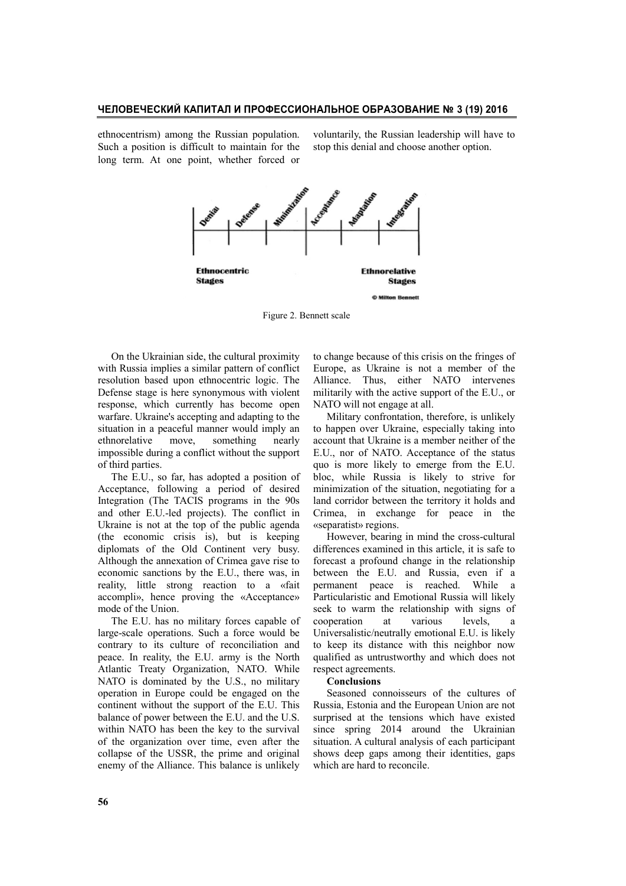ethnocentrism) among the Russian population. Such a position is difficult to maintain for the long term. At one point, whether forced or voluntarily, the Russian leadership will have to stop this denial and choose another option.

Figure 2. Bennett scale

On the Ukrainian side, the cultural proximity with Russia implies a similar pattern of conflict resolution based upon ethnocentric logic. The Defense stage is here synonymous with violent response, which currently has become open warfare. Ukraine's accepting and adapting to the situation in a peaceful manner would imply an ethnorelative move, something nearly impossible during a conflict without the support of third parties.

The E.U., so far, has adopted a position of Acceptance, following a period of desired Integration (The TACIS programs in the 90s and other E.U.-led projects). The conflict in Ukraine is not at the top of the public agenda (the economic crisis is), but is keeping diplomats of the Old Continent very busy. Although the annexation of Crimea gave rise to economic sanctions by the E.U., there was, in reality, little strong reaction to a «fait accompli», hence proving the «Acceptance» mode of the Union.

The E.U. has no military forces capable of large-scale operations. Such a force would be contrary to its culture of reconciliation and peace. In reality, the E.U. army is the North Atlantic Treaty Organization, NATO. While NATO is dominated by the U.S., no military operation in Europe could be engaged on the continent without the support of the E.U. This balance of power between the E.U. and the U.S. within NATO has been the key to the survival of the organization over time, even after the collapse of the USSR, the prime and original enemy of the Alliance. This balance is unlikely to change because of this crisis on the fringes of Europe, as Ukraine is not a member of the Alliance. Thus, either NATO intervenes militarily with the active support of the E.U., or NATO will not engage at all.

Military confrontation, therefore, is unlikely to happen over Ukraine, especially taking into account that Ukraine is a member neither of the E.U., nor of NATO. Acceptance of the status quo is more likely to emerge from the E.U. bloc, while Russia is likely to strive for minimization of the situation, negotiating for a land corridor between the territory it holds and Crimea, in exchange for peace in the «separatist» regions.

However, bearing in mind the cross-cultural differences examined in this article, it is safe to forecast a profound change in the relationship between the E.U. and Russia, even if a permanent peace is reached. While a Particularistic and Emotional Russia will likely seek to warm the relationship with signs of cooperation at various levels, a Universalistic/neutrally emotional E.U. is likely to keep its distance with this neighbor now qualified as untrustworthy and which does not respect agreements.

**Conclusions**

Seasoned connoisseurs of the cultures of Russia, Estonia and the European Union are not surprised at the tensions which have existed since spring 2014 around the Ukrainian situation. A cultural analysis of each participant shows deep gaps among their identities, gaps which are hard to reconcile.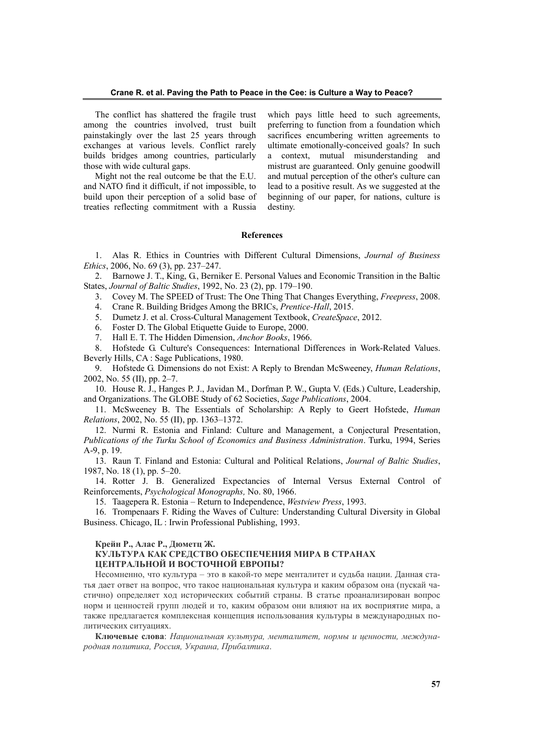The conflict has shattered the fragile trust among the countries involved, trust built painstakingly over the last 25 years through exchanges at various levels. Conflict rarely builds bridges among countries, particularly those with wide cultural gaps.

Might not the real outcome be that the E.U. and NATO find it difficult, if not impossible, to build upon their perception of a solid base of treaties reflecting commitment with a Russia which pays little heed to such agreements, preferring to function from a foundation which sacrifices encumbering written agreements to ultimate emotionally-conceived goals? In such a context, mutual misunderstanding and mistrust are guaranteed. Only genuine goodwill and mutual perception of the other's culture can lead to a positive result. As we suggested at the beginning of our paper, for nations, culture is destiny.

## References

1. Alas R. Ethics in Countries with Different Cultural Dimensions, *Journal of Business Ethics*, 2006, No. 69 (3), pp. 237–247.
2. Barnowe J. T., King, G., Berniker E. Personal Values and Economic Transition in the Baltic States, *Journal of Baltic Studies*, 1992, No. 23 (2), pp. 179–190.
3. Covey M. The SPEED of Trust: The One Thing That Changes Everything, *Freepress*, 2008.
4. Crane R. Building Bridges Among the BRICs, *Prentice-Hall*, 2015.
5. Dumetz J. et al. Cross-Cultural Management Textbook, *CreateSpace*, 2012.
6. Foster D. The Global Etiquette Guide to Europe, 2000.
7. Hall E. T. The Hidden Dimension, *Anchor Books*, 1966.
8. Hofstede G. Culture's Consequences: International Differences in Work-Related Values. Beverly Hills, CA : Sage Publications, 1980.
9. Hofstede G. Dimensions do not Exist: A Reply to Brendan McSweeney, *Human Relations*, 2002, No. 55 (II), pp. 2–7.
10. House R. J., Hanges P. J., Javidan M., Dorfman P. W., Gupta V. (Eds.) Culture, Leadership, and Organizations. The GLOBE Study of 62 Societies, *Sage Publications*, 2004.
11. McSweeney B. The Essentials of Scholarship: A Reply to Geert Hofstede, *Human Relations*, 2002, No. 55 (II), pp. 1363–1372.
12. Nurmi R. Estonia and Finland: Culture and Management, a Conjectural Presentation, *Publications of the Turku School of Economics and Business Administration*. Turku, 1994, Series A-9, p. 19.
13. Raun T. Finland and Estonia: Cultural and Political Relations, *Journal of Baltic Studies*, 1987, No. 18 (1), pp. 5–20.
14. Rotter J. B. Generalized Expectancies of Internal Versus External Control of Reinforcements, *Psychological Monographs,* No. 80, 1966.
15. Taagepera R. Estonia – Return to Independence, *Westview Press*, 1993.
16. Trompenaars F. Riding the Waves of Culture: Understanding Cultural Diversity in Global Business. Chicago, IL : Irwin Professional Publishing, 1993.

**Крейн Р., Алас Р., Дюметц Ж.**

**КУЛЬТУРА КАК СРЕДСТВО ОБЕСПЕЧЕНИЯ МИРА В СТРАНАХ ЦЕНТРАЛЬНОЙ И ВОСТОЧНОЙ ЕВРОПЫ?**

Несомненно, что культура – это в какой-то мере менталитет и судьба нации. Данная статья дает ответ на вопрос, что такое национальная культура и каким образом она (пускай частично) определяет ход исторических событий страны. В статье проанализирован вопрос норм и ценностей групп людей и то, каким образом они влияют на их восприятие мира, а также предлагается комплексная концепция использования культуры в международных политических ситуациях.

**Ключевые слова**: *Национальная культура, менталитет, нормы и ценности, международная политика, Россия, Украина, Прибалтика*.